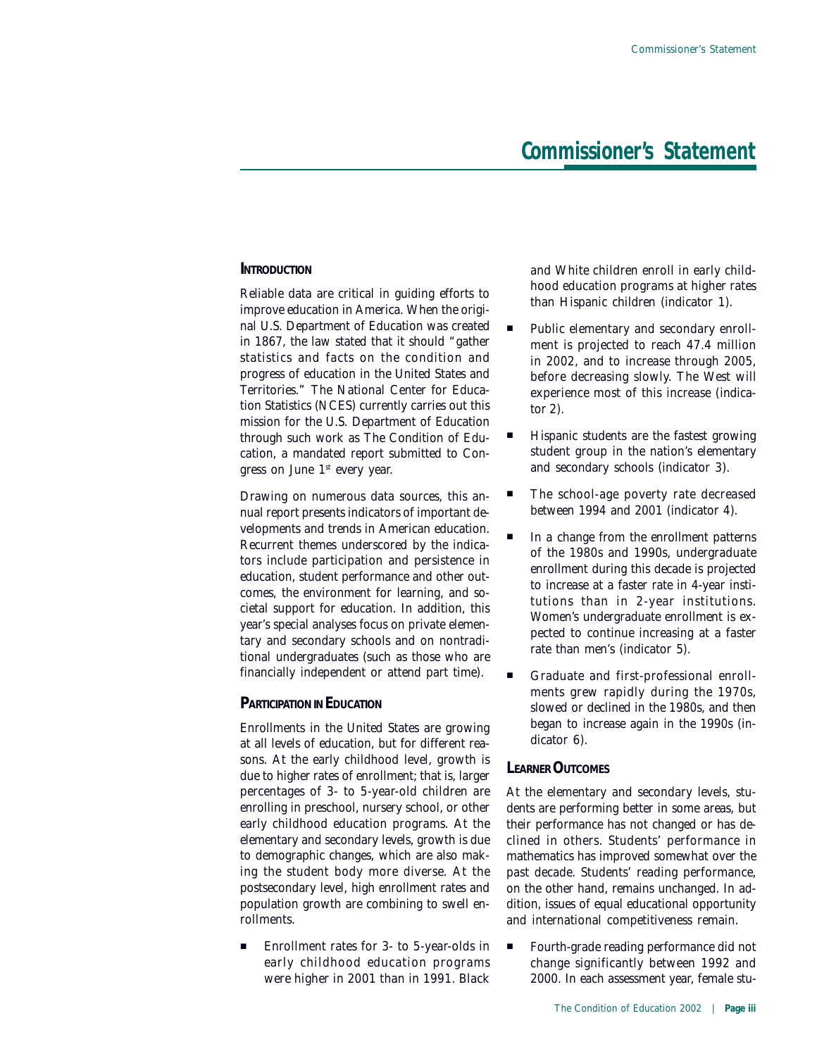# Commissioner's Statement

### INTRODUCTION

Reliable data are critical in guiding efforts to improve education in America. When the original U.S. Department of Education was created in 1867, the law stated that it should "gather statistics and facts on the condition and progress of education in the United States and Territories." The National Center for Education Statistics (NCES) currently carries out this mission for the U.S. Department of Education through such work as The Condition of Education, a mandated report submitted to Congress on June 1st every year.

Drawing on numerous data sources, this annual report presents indicators of important developments and trends in American education. Recurrent themes underscored by the indicators include participation and persistence in education, student performance and other outcomes, the environment for learning, and societal support for education. In addition, this year's special analyses focus on private elementary and secondary schools and on nontraditional undergraduates (such as those who are financially independent or attend part time).

### PARTICIPATION IN EDUCATION

Enrollments in the United States are growing at all levels of education, but for different reasons. At the early childhood level, growth is due to higher rates of enrollment; that is, larger percentages of 3- to 5-year-old children are enrolling in preschool, nursery school, or other early childhood education programs. At the elementary and secondary levels, growth is due to demographic changes, which are also making the student body more diverse. At the postsecondary level, high enrollment rates and population growth are combining to swell enrollments.

- Enrollment rates for 3- to 5-year-olds in early childhood education programs were higher in 2001 than in 1991. Black and White children enroll in early childhood education programs at higher rates than Hispanic children (indicator 1).
- Public elementary and secondary enrollment is projected to reach 47.4 million in 2002, and to increase through 2005, before decreasing slowly. The West will experience most of this increase (indicator 2).
- Hispanic students are the fastest growing student group in the nation's elementary and secondary schools (indicator 3).
- The school-age poverty rate decreased between 1994 and 2001 (indicator 4).
- In a change from the enrollment patterns of the 1980s and 1990s, undergraduate enrollment during this decade is projected to increase at a faster rate in 4-year institutions than in 2-year institutions. Women's undergraduate enrollment is expected to continue increasing at a faster rate than men's (indicator 5).
- Graduate and first-professional enrollments grew rapidly during the 1970s, slowed or declined in the 1980s, and then began to increase again in the 1990s (indicator 6).

### LEARNER OUTCOMES

At the elementary and secondary levels, students are performing better in some areas, but their performance has not changed or has declined in others. Students' performance in mathematics has improved somewhat over the past decade. Students' reading performance, on the other hand, remains unchanged. In addition, issues of equal educational opportunity and international competitiveness remain.

- Fourth-grade reading performance did not change significantly between 1992 and 2000. In each assessment year, female stu-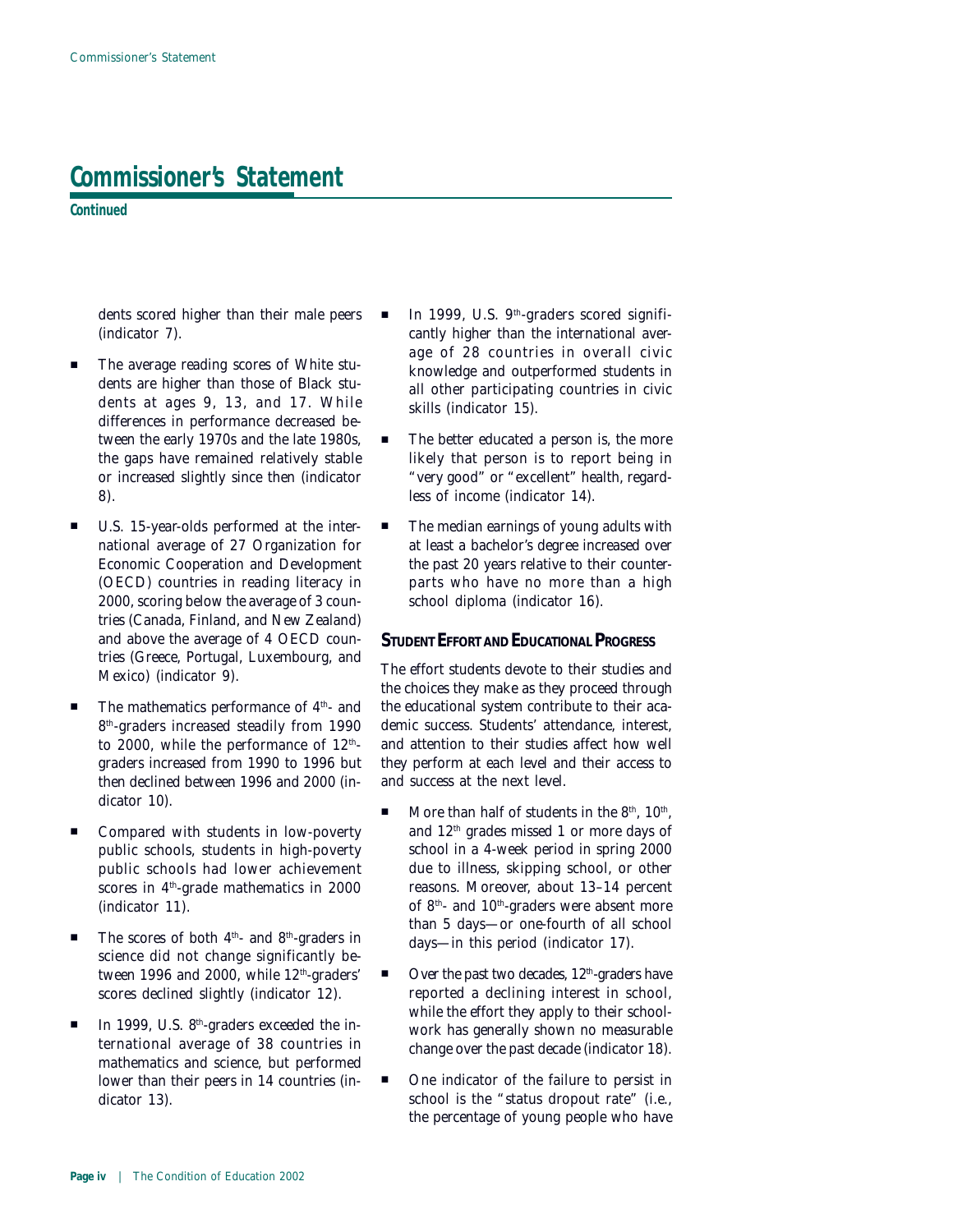## Commissioner's Statement

**Continued**

dents scored higher than their male peers (indicator 7).

- The average reading scores of White students are higher than those of Black students at ages 9, 13, and 17. While differences in performance decreased between the early 1970s and the late 1980s, the gaps have remained relatively stable or increased slightly since then (indicator 8).
- U.S. 15-year-olds performed at the international average of 27 Organization for Economic Cooperation and Development (OECD) countries in reading literacy in 2000, scoring below the average of 3 countries (Canada, Finland, and New Zealand) and above the average of 4 OECD countries (Greece, Portugal, Luxembourg, and Mexico) (indicator 9).
- The mathematics performance of 4th- and 8th-graders increased steadily from 1990 to 2000, while the performance of 12th-graders increased from 1990 to 1996 but then declined between 1996 and 2000 (indicator 10).
- Compared with students in low-poverty public schools, students in high-poverty public schools had lower achievement scores in 4th-grade mathematics in 2000 (indicator 11).
- The scores of both 4th- and 8th-graders in science did not change significantly between 1996 and 2000, while 12th-graders' scores declined slightly (indicator 12).
- In 1999, U.S. 8th-graders exceeded the international average of 38 countries in mathematics and science, but performed lower than their peers in 14 countries (indicator 13).
- In 1999, U.S. 9th-graders scored significantly higher than the international average of 28 countries in overall civic knowledge and outperformed students in all other participating countries in civic skills (indicator 15).
- The better educated a person is, the more likely that person is to report being in "very good" or "excellent" health, regardless of income (indicator 14).
- The median earnings of young adults with at least a bachelor's degree increased over the past 20 years relative to their counterparts who have no more than a high school diploma (indicator 16).

### Student Effort and Educational Progress

The effort students devote to their studies and the choices they make as they proceed through the educational system contribute to their academic success. Students' attendance, interest, and attention to their studies affect how well they perform at each level and their access to and success at the next level.

- More than half of students in the 8th, 10th, and 12th grades missed 1 or more days of school in a 4-week period in spring 2000 due to illness, skipping school, or other reasons. Moreover, about 13–14 percent of 8th- and 10th-graders were absent more than 5 days—or one-fourth of all school days—in this period (indicator 17).
- Over the past two decades, 12th-graders have reported a declining interest in school, while the effort they apply to their schoolwork has generally shown no measurable change over the past decade (indicator 18).
- One indicator of the failure to persist in school is the "status dropout rate" (i.e., the percentage of young people who have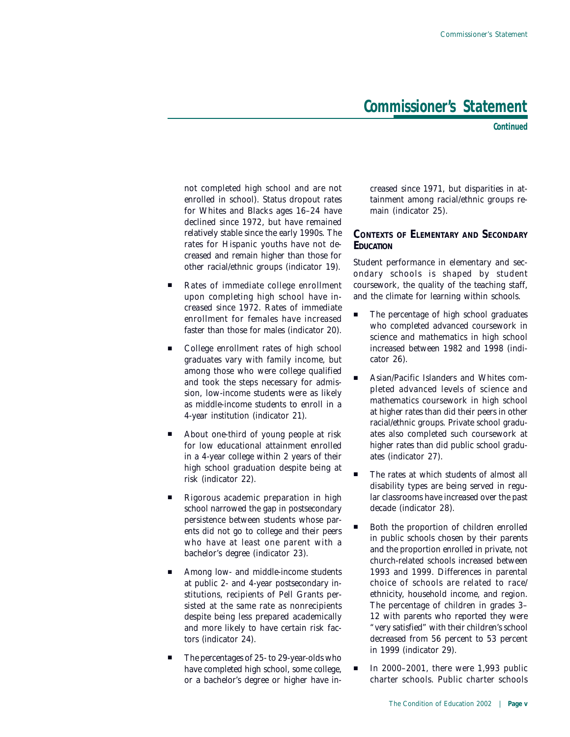not completed high school and are not enrolled in school). Status dropout rates for Whites and Blacks ages 16–24 have declined since 1972, but have remained relatively stable since the early 1990s. The rates for Hispanic youths have not decreased and remain higher than those for other racial/ethnic groups (indicator 19).

- Rates of immediate college enrollment upon completing high school have increased since 1972. Rates of immediate enrollment for females have increased faster than those for males (indicator 20).
- College enrollment rates of high school graduates vary with family income, but among those who were college qualified and took the steps necessary for admission, low-income students were as likely as middle-income students to enroll in a 4-year institution (indicator 21).
- About one-third of young people at risk for low educational attainment enrolled in a 4-year college within 2 years of their high school graduation despite being at risk (indicator 22).
- Rigorous academic preparation in high school narrowed the gap in postsecondary persistence between students whose parents did not go to college and their peers who have at least one parent with a bachelor's degree (indicator 23).
- Among low- and middle-income students at public 2- and 4-year postsecondary institutions, recipients of Pell Grants persisted at the same rate as nonrecipients despite being less prepared academically and more likely to have certain risk factors (indicator 24).
- The percentages of 25- to 29-year-olds who have completed high school, some college, or a bachelor's degree or higher have increased since 1971, but disparities in attainment among racial/ethnic groups remain (indicator 25).

## Contexts of Elementary and Secondary Education

Student performance in elementary and secondary schools is shaped by student coursework, the quality of the teaching staff, and the climate for learning within schools.

- The percentage of high school graduates who completed advanced coursework in science and mathematics in high school increased between 1982 and 1998 (indicator 26).
- Asian/Pacific Islanders and Whites completed advanced levels of science and mathematics coursework in high school at higher rates than did their peers in other racial/ethnic groups. Private school graduates also completed such coursework at higher rates than did public school graduates (indicator 27).
- The rates at which students of almost all disability types are being served in regular classrooms have increased over the past decade (indicator 28).
- Both the proportion of children enrolled in public schools chosen by their parents and the proportion enrolled in private, not church-related schools increased between 1993 and 1999. Differences in parental choice of schools are related to race/ethnicity, household income, and region. The percentage of children in grades 3–12 with parents who reported they were "very satisfied" with their children's school decreased from 56 percent to 53 percent in 1999 (indicator 29).
- In 2000–2001, there were 1,993 public charter schools. Public charter schools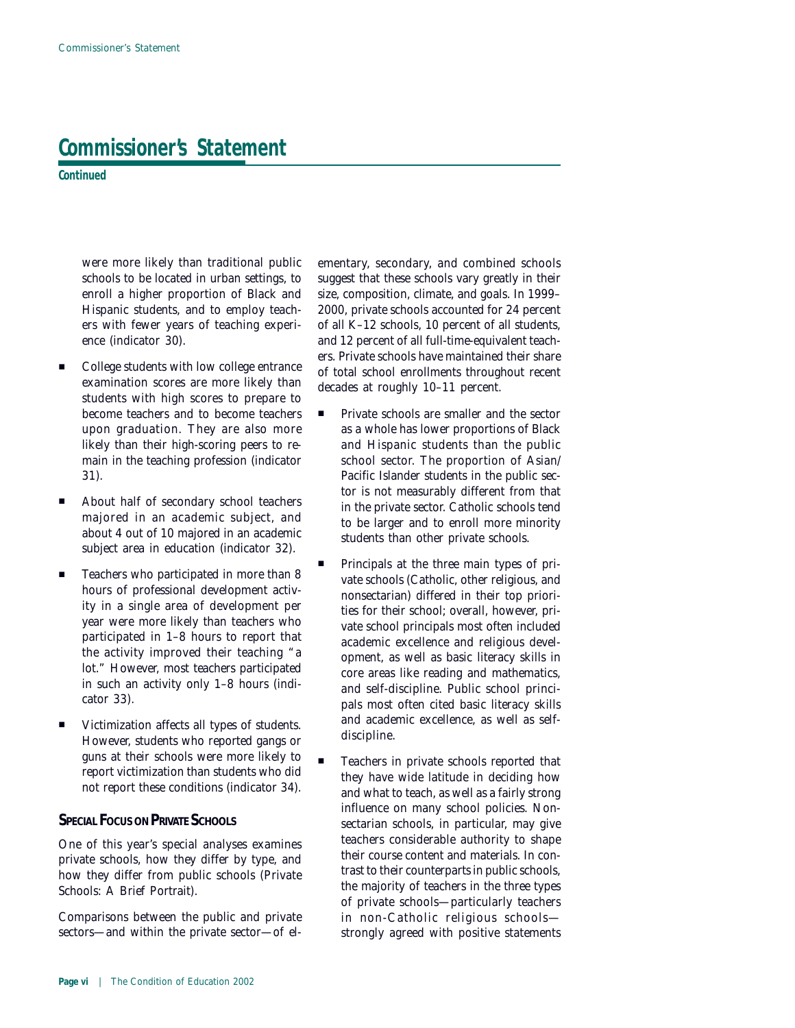## Commissioner's Statement

**Continued**

were more likely than traditional public schools to be located in urban settings, to enroll a higher proportion of Black and Hispanic students, and to employ teachers with fewer years of teaching experience (indicator 30).

- College students with low college entrance examination scores are more likely than students with high scores to prepare to become teachers and to become teachers upon graduation. They are also more likely than their high-scoring peers to remain in the teaching profession (indicator 31).
- About half of secondary school teachers majored in an academic subject, and about 4 out of 10 majored in an academic subject area in education (indicator 32).
- Teachers who participated in more than 8 hours of professional development activity in a single area of development per year were more likely than teachers who participated in 1–8 hours to report that the activity improved their teaching "a lot." However, most teachers participated in such an activity only 1–8 hours (indicator 33).
- Victimization affects all types of students. However, students who reported gangs or guns at their schools were more likely to report victimization than students who did not report these conditions (indicator 34).

### Special Focus on Private Schools

One of this year's special analyses examines private schools, how they differ by type, and how they differ from public schools (Private Schools: A Brief Portrait).

Comparisons between the public and private sectors—and within the private sector—of elementary, secondary, and combined schools suggest that these schools vary greatly in their size, composition, climate, and goals. In 1999–2000, private schools accounted for 24 percent of all K–12 schools, 10 percent of all students, and 12 percent of all full-time-equivalent teachers. Private schools have maintained their share of total school enrollments throughout recent decades at roughly 10–11 percent.

- Private schools are smaller and the sector as a whole has lower proportions of Black and Hispanic students than the public school sector. The proportion of Asian/Pacific Islander students in the public sector is not measurably different from that in the private sector. Catholic schools tend to be larger and to enroll more minority students than other private schools.
- Principals at the three main types of private schools (Catholic, other religious, and nonsectarian) differed in their top priorities for their school; overall, however, private school principals most often included academic excellence and religious development, as well as basic literacy skills in core areas like reading and mathematics, and self-discipline. Public school principals most often cited basic literacy skills and academic excellence, as well as self-discipline.
- Teachers in private schools reported that they have wide latitude in deciding how and what to teach, as well as a fairly strong influence on many school policies. Nonsectarian schools, in particular, may give teachers considerable authority to shape their course content and materials. In contrast to their counterparts in public schools, the majority of teachers in the three types of private schools—particularly teachers in non-Catholic religious schools—strongly agreed with positive statements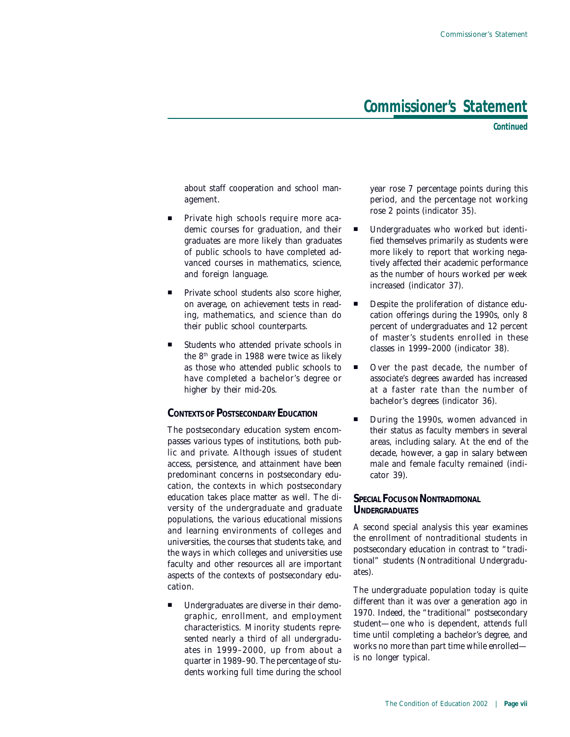## Commissioner's Statement

*Continued*

about staff cooperation and school management.

- Private high schools require more academic courses for graduation, and their graduates are more likely than graduates of public schools to have completed advanced courses in mathematics, science, and foreign language.
- Private school students also score higher, on average, on achievement tests in reading, mathematics, and science than do their public school counterparts.
- Students who attended private schools in the 8th grade in 1988 were twice as likely as those who attended public schools to have completed a bachelor's degree or higher by their mid-20s.

### Contexts of Postsecondary Education

The postsecondary education system encompasses various types of institutions, both public and private. Although issues of student access, persistence, and attainment have been predominant concerns in postsecondary education, the contexts in which postsecondary education takes place matter as well. The diversity of the undergraduate and graduate populations, the various educational missions and learning environments of colleges and universities, the courses that students take, and the ways in which colleges and universities use faculty and other resources all are important aspects of the contexts of postsecondary education.

- Undergraduates are diverse in their demographic, enrollment, and employment characteristics. Minority students represented nearly a third of all undergraduates in 1999–2000, up from about a quarter in 1989–90. The percentage of students working full time during the school year rose 7 percentage points during this period, and the percentage not working rose 2 points (indicator 35).
- Undergraduates who worked but identified themselves primarily as students were more likely to report that working negatively affected their academic performance as the number of hours worked per week increased (indicator 37).
- Despite the proliferation of distance education offerings during the 1990s, only 8 percent of undergraduates and 12 percent of master's students enrolled in these classes in 1999–2000 (indicator 38).
- Over the past decade, the number of associate's degrees awarded has increased at a faster rate than the number of bachelor's degrees (indicator 36).
- During the 1990s, women advanced in their status as faculty members in several areas, including salary. At the end of the decade, however, a gap in salary between male and female faculty remained (indicator 39).

### Special Focus on Nontraditional Undergraduates

A second special analysis this year examines the enrollment of nontraditional students in postsecondary education in contrast to "traditional" students (Nontraditional Undergraduates).

The undergraduate population today is quite different than it was over a generation ago in 1970. Indeed, the "traditional" postsecondary student—one who is dependent, attends full time until completing a bachelor's degree, and works no more than part time while enrolled—is no longer typical.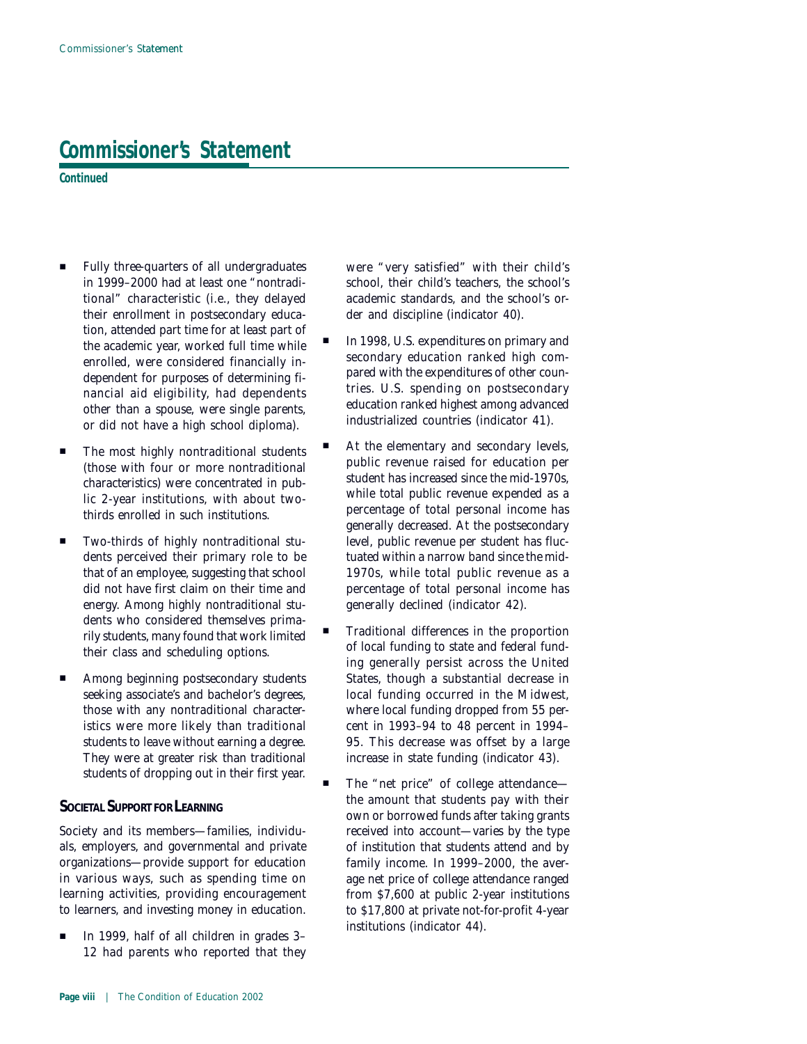# Commissioner's Statement

**Continued**

- Fully three-quarters of all undergraduates in 1999–2000 had at least one "nontraditional" characteristic (i.e., they delayed their enrollment in postsecondary education, attended part time for at least part of the academic year, worked full time while enrolled, were considered financially independent for purposes of determining financial aid eligibility, had dependents other than a spouse, were single parents, or did not have a high school diploma).
- The most highly nontraditional students (those with four or more nontraditional characteristics) were concentrated in public 2-year institutions, with about two-thirds enrolled in such institutions.
- Two-thirds of highly nontraditional students perceived their primary role to be that of an employee, suggesting that school did not have first claim on their time and energy. Among highly nontraditional students who considered themselves primarily students, many found that work limited their class and scheduling options.
- Among beginning postsecondary students seeking associate's and bachelor's degrees, those with any nontraditional characteristics were more likely than traditional students to leave without earning a degree. They were at greater risk than traditional students of dropping out in their first year.

## Societal Support for Learning

Society and its members—families, individuals, employers, and governmental and private organizations—provide support for education in various ways, such as spending time on learning activities, providing encouragement to learners, and investing money in education.

- In 1999, half of all children in grades 3–12 had parents who reported that they were "very satisfied" with their child's school, their child's teachers, the school's academic standards, and the school's order and discipline (indicator 40).
- In 1998, U.S. expenditures on primary and secondary education ranked high compared with the expenditures of other countries. U.S. spending on postsecondary education ranked highest among advanced industrialized countries (indicator 41).
- At the elementary and secondary levels, public revenue raised for education per student has increased since the mid-1970s, while total public revenue expended as a percentage of total personal income has generally decreased. At the postsecondary level, public revenue per student has fluctuated within a narrow band since the mid-1970s, while total public revenue as a percentage of total personal income has generally declined (indicator 42).
- Traditional differences in the proportion of local funding to state and federal funding generally persist across the United States, though a substantial decrease in local funding occurred in the Midwest, where local funding dropped from 55 percent in 1993–94 to 48 percent in 1994–95. This decrease was offset by a large increase in state funding (indicator 43).
- The "net price" of college attendance—the amount that students pay with their own or borrowed funds after taking grants received into account—varies by the type of institution that students attend and by family income. In 1999–2000, the average net price of college attendance ranged from $7,600 at public 2-year institutions to $17,800 at private not-for-profit 4-year institutions (indicator 44).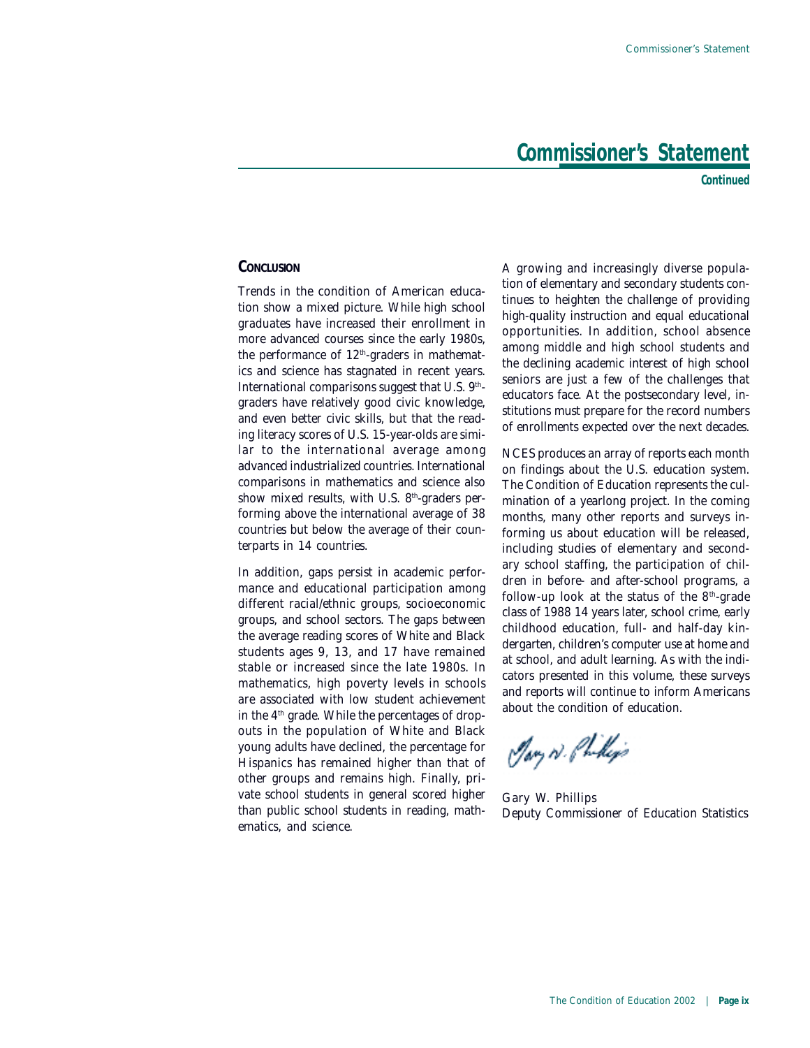# Commissioner's Statement

**Continued**

### CONCLUSION

Trends in the condition of American education show a mixed picture. While high school graduates have increased their enrollment in more advanced courses since the early 1980s, the performance of 12th-graders in mathematics and science has stagnated in recent years. International comparisons suggest that U.S. 9th-graders have relatively good civic knowledge, and even better civic skills, but that the reading literacy scores of U.S. 15-year-olds are similar to the international average among advanced industrialized countries. International comparisons in mathematics and science also show mixed results, with U.S. 8th-graders performing above the international average of 38 countries but below the average of their counterparts in 14 countries.

In addition, gaps persist in academic performance and educational participation among different racial/ethnic groups, socioeconomic groups, and school sectors. The gaps between the average reading scores of White and Black students ages 9, 13, and 17 have remained stable or increased since the late 1980s. In mathematics, high poverty levels in schools are associated with low student achievement in the 4th grade. While the percentages of dropouts in the population of White and Black young adults have declined, the percentage for Hispanics has remained higher than that of other groups and remains high. Finally, private school students in general scored higher than public school students in reading, mathematics, and science.

A growing and increasingly diverse population of elementary and secondary students continues to heighten the challenge of providing high-quality instruction and equal educational opportunities. In addition, school absence among middle and high school students and the declining academic interest of high school seniors are just a few of the challenges that educators face. At the postsecondary level, institutions must prepare for the record numbers of enrollments expected over the next decades.

NCES produces an array of reports each month on findings about the U.S. education system. *The Condition of Education* represents the culmination of a yearlong project. In the coming months, many other reports and surveys informing us about education will be released, including studies of elementary and secondary school staffing, the participation of children in before- and after-school programs, a follow-up look at the status of the 8th-grade class of 1988 14 years later, school crime, early childhood education, full- and half-day kindergarten, children's computer use at home and at school, and adult learning. As with the indicators presented in this volume, these surveys and reports will continue to inform Americans about the condition of education.

Gary W. Phillips
Deputy Commissioner of Education Statistics